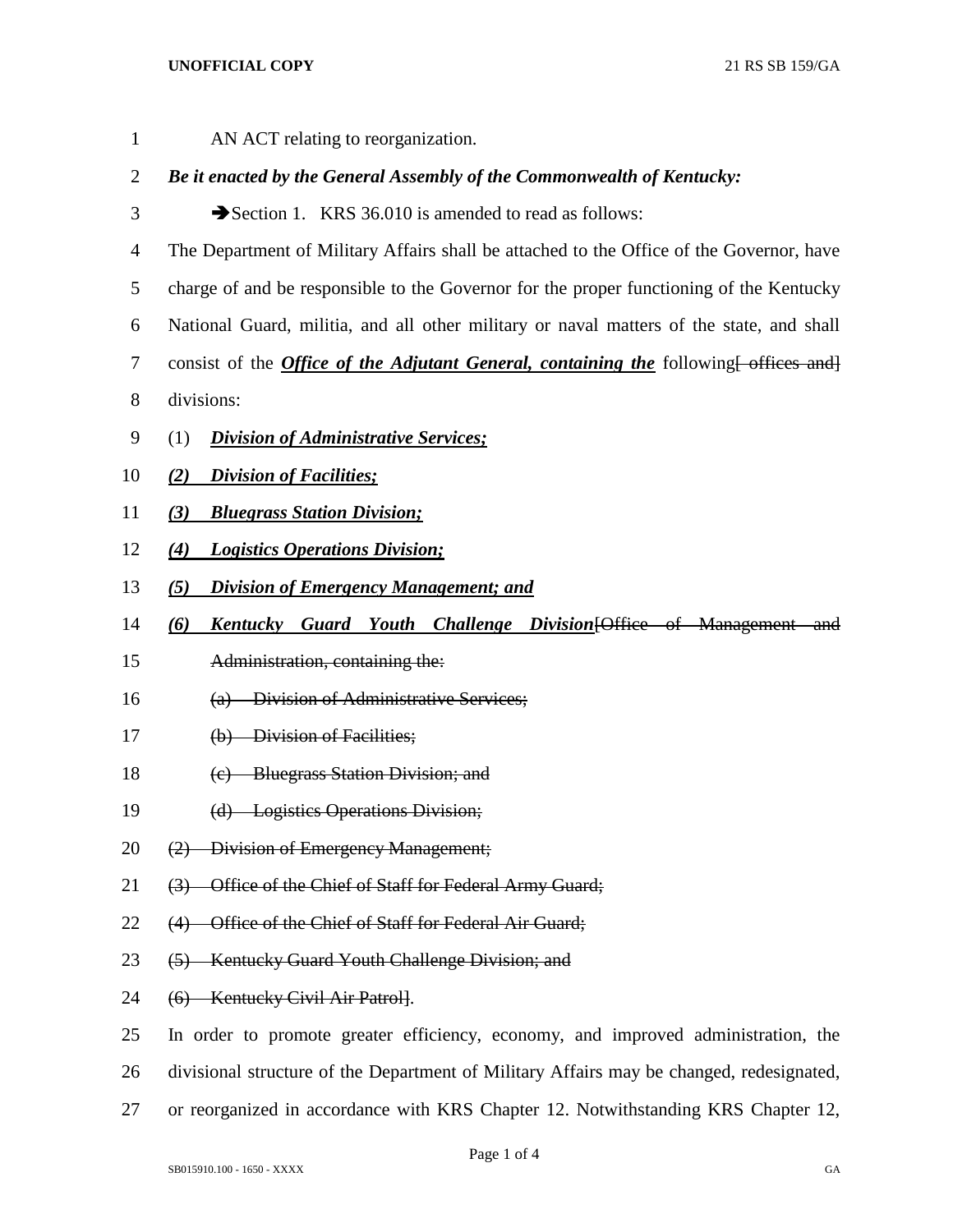AN ACT relating to reorganization.

***Be it enacted by the General Assembly of the Commonwealth of Kentucky:***

➔Section 1. KRS 36.010 is amended to read as follows:

The Department of Military Affairs shall be attached to the Office of the Governor, have charge of and be responsible to the Governor for the proper functioning of the Kentucky National Guard, militia, and all other military or naval matters of the state, and shall consist of the ***Office of the Adjutant General, containing the*** following~~[ offices and]~~ divisions:

(1) ***Division of Administrative Services;***

***(2) Division of Facilities;***

***(3) Bluegrass Station Division;***

***(4) Logistics Operations Division;***

***(5) Division of Emergency Management; and***

***(6) Kentucky Guard Youth Challenge Division***~~[Office of Management and Administration, containing the:~~

~~(a) Division of Administrative Services;~~

~~(b) Division of Facilities;~~

~~(c) Bluegrass Station Division; and~~

~~(d) Logistics Operations Division;~~

~~(2) Division of Emergency Management;~~

~~(3) Office of the Chief of Staff for Federal Army Guard;~~

~~(4) Office of the Chief of Staff for Federal Air Guard;~~

~~(5) Kentucky Guard Youth Challenge Division; and~~

~~(6) Kentucky Civil Air Patrol]~~.

In order to promote greater efficiency, economy, and improved administration, the divisional structure of the Department of Military Affairs may be changed, redesignated, or reorganized in accordance with KRS Chapter 12. Notwithstanding KRS Chapter 12,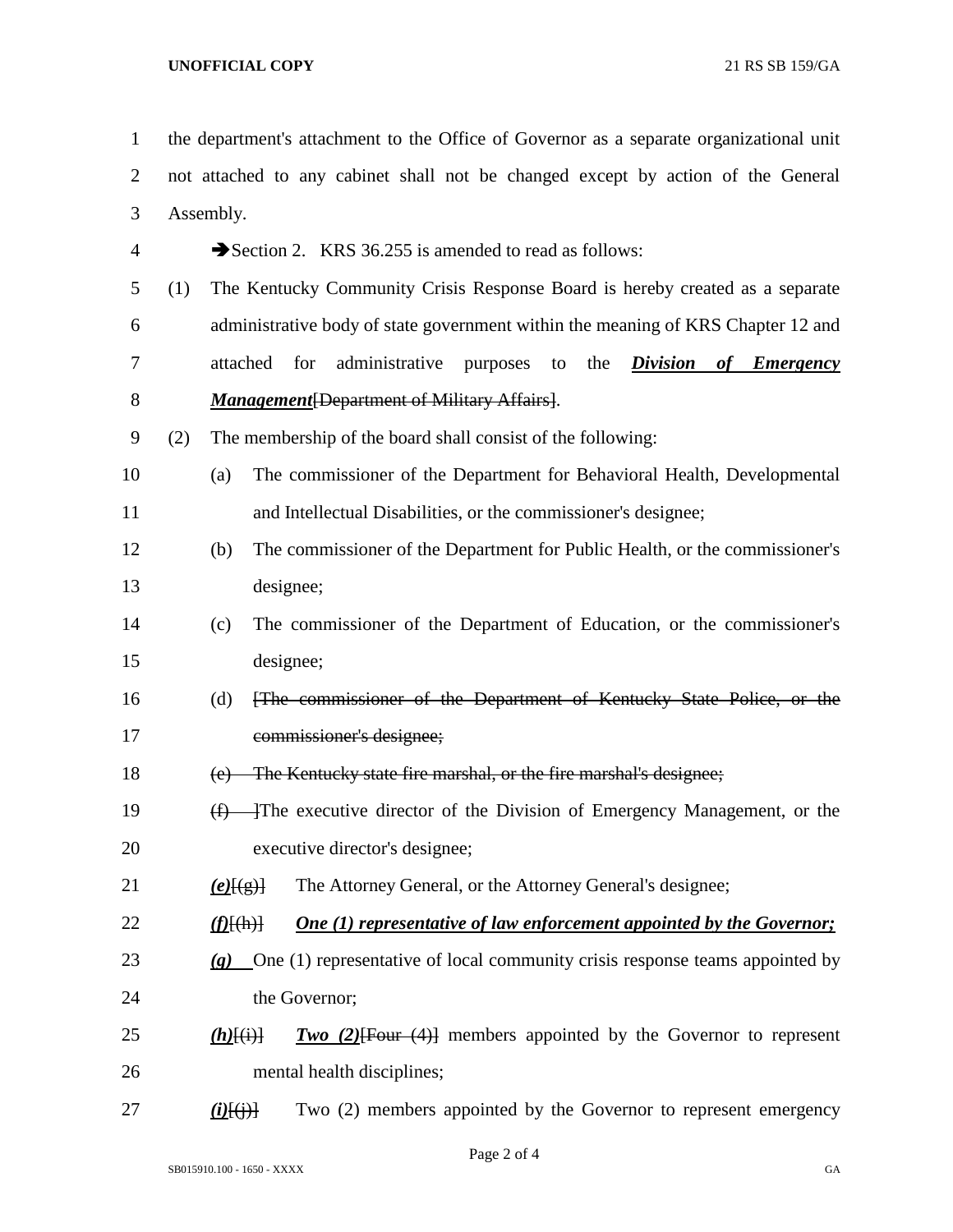the department's attachment to the Office of Governor as a separate organizational unit not attached to any cabinet shall not be changed except by action of the General Assembly.

➔Section 2. KRS 36.255 is amended to read as follows:

(1) The Kentucky Community Crisis Response Board is hereby created as a separate administrative body of state government within the meaning of KRS Chapter 12 and attached for administrative purposes to the ***Division of Emergency Management***[~~Department of Military Affairs~~].

(2) The membership of the board shall consist of the following:

(a) The commissioner of the Department for Behavioral Health, Developmental and Intellectual Disabilities, or the commissioner's designee;

(b) The commissioner of the Department for Public Health, or the commissioner's designee;

(c) The commissioner of the Department of Education, or the commissioner's designee;

(d) [~~The commissioner of the Department of Kentucky State Police, or the commissioner's designee;~~

~~(e) The Kentucky state fire marshal, or the fire marshal's designee;~~

~~(f)~~ ]The executive director of the Division of Emergency Management, or the executive director's designee;

***(e)***[~~(g)~~] The Attorney General, or the Attorney General's designee;

***(f)***[~~(h)~~] ***One (1) representative of law enforcement appointed by the Governor;***

***(g)*** One (1) representative of local community crisis response teams appointed by the Governor;

***(h)***[~~(i)~~] ***Two (2)***[~~Four (4)~~] members appointed by the Governor to represent mental health disciplines;

***(i)***[~~(j)~~] Two (2) members appointed by the Governor to represent emergency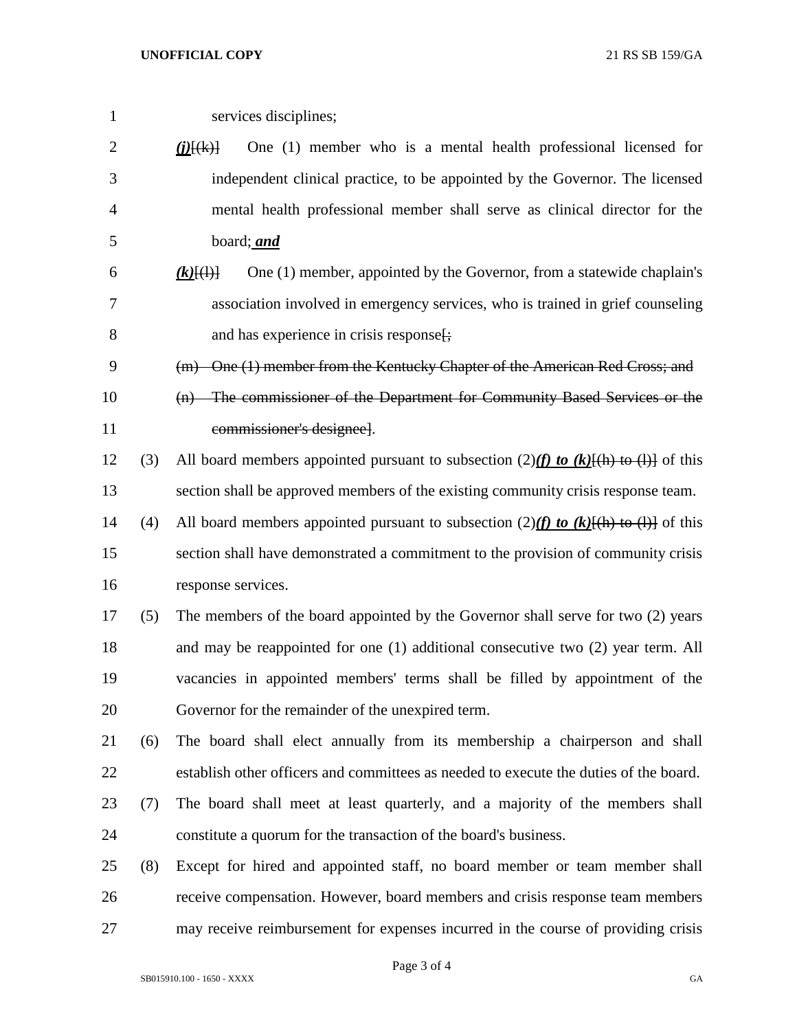services disciplines;

***(j)***~~[(k)]~~ One (1) member who is a mental health professional licensed for independent clinical practice, to be appointed by the Governor. The licensed mental health professional member shall serve as clinical director for the board;***and***

***(k)***~~[(l)]~~ One (1) member, appointed by the Governor, from a statewide chaplain's association involved in emergency services, who is trained in grief counseling and has experience in crisis response~~[;~~

~~(m) One (1) member from the Kentucky Chapter of the American Red Cross; and~~

~~(n) The commissioner of the Department for Community Based Services or the commissioner's designee]~~.

(3) All board members appointed pursuant to subsection (2)***(f) to (k)***~~[(h) to (l)]~~ of this section shall be approved members of the existing community crisis response team.

(4) All board members appointed pursuant to subsection (2)***(f) to (k)***~~[(h) to (l)]~~ of this section shall have demonstrated a commitment to the provision of community crisis response services.

(5) The members of the board appointed by the Governor shall serve for two (2) years and may be reappointed for one (1) additional consecutive two (2) year term. All vacancies in appointed members' terms shall be filled by appointment of the Governor for the remainder of the unexpired term.

(6) The board shall elect annually from its membership a chairperson and shall establish other officers and committees as needed to execute the duties of the board.

(7) The board shall meet at least quarterly, and a majority of the members shall constitute a quorum for the transaction of the board's business.

(8) Except for hired and appointed staff, no board member or team member shall receive compensation. However, board members and crisis response team members may receive reimbursement for expenses incurred in the course of providing crisis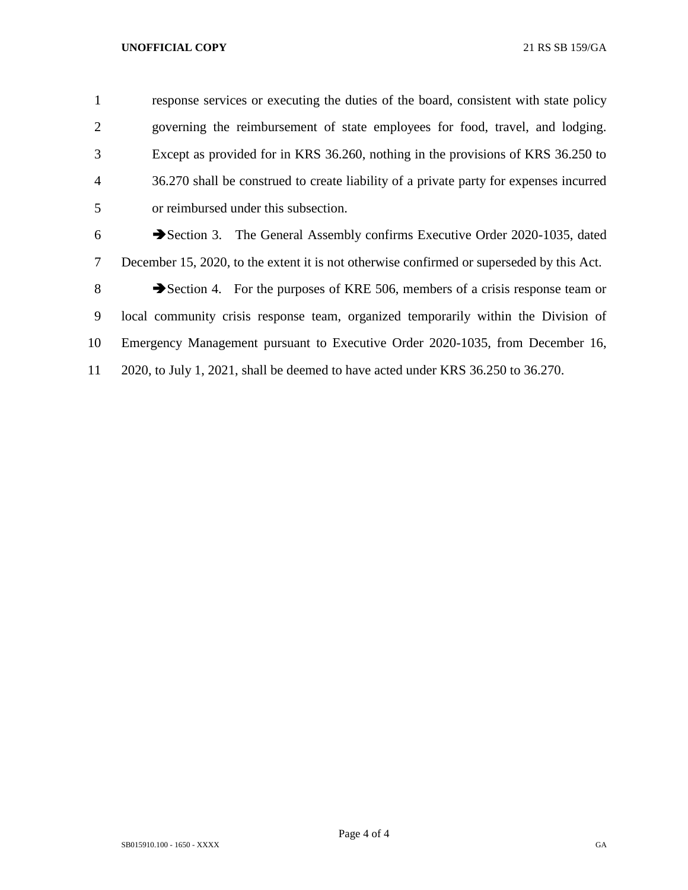response services or executing the duties of the board, consistent with state policy governing the reimbursement of state employees for food, travel, and lodging. Except as provided for in KRS 36.260, nothing in the provisions of KRS 36.250 to 36.270 shall be construed to create liability of a private party for expenses incurred or reimbursed under this subsection.

➔Section 3. The General Assembly confirms Executive Order 2020-1035, dated December 15, 2020, to the extent it is not otherwise confirmed or superseded by this Act.

➔Section 4. For the purposes of KRE 506, members of a crisis response team or local community crisis response team, organized temporarily within the Division of Emergency Management pursuant to Executive Order 2020-1035, from December 16, 2020, to July 1, 2021, shall be deemed to have acted under KRS 36.250 to 36.270.